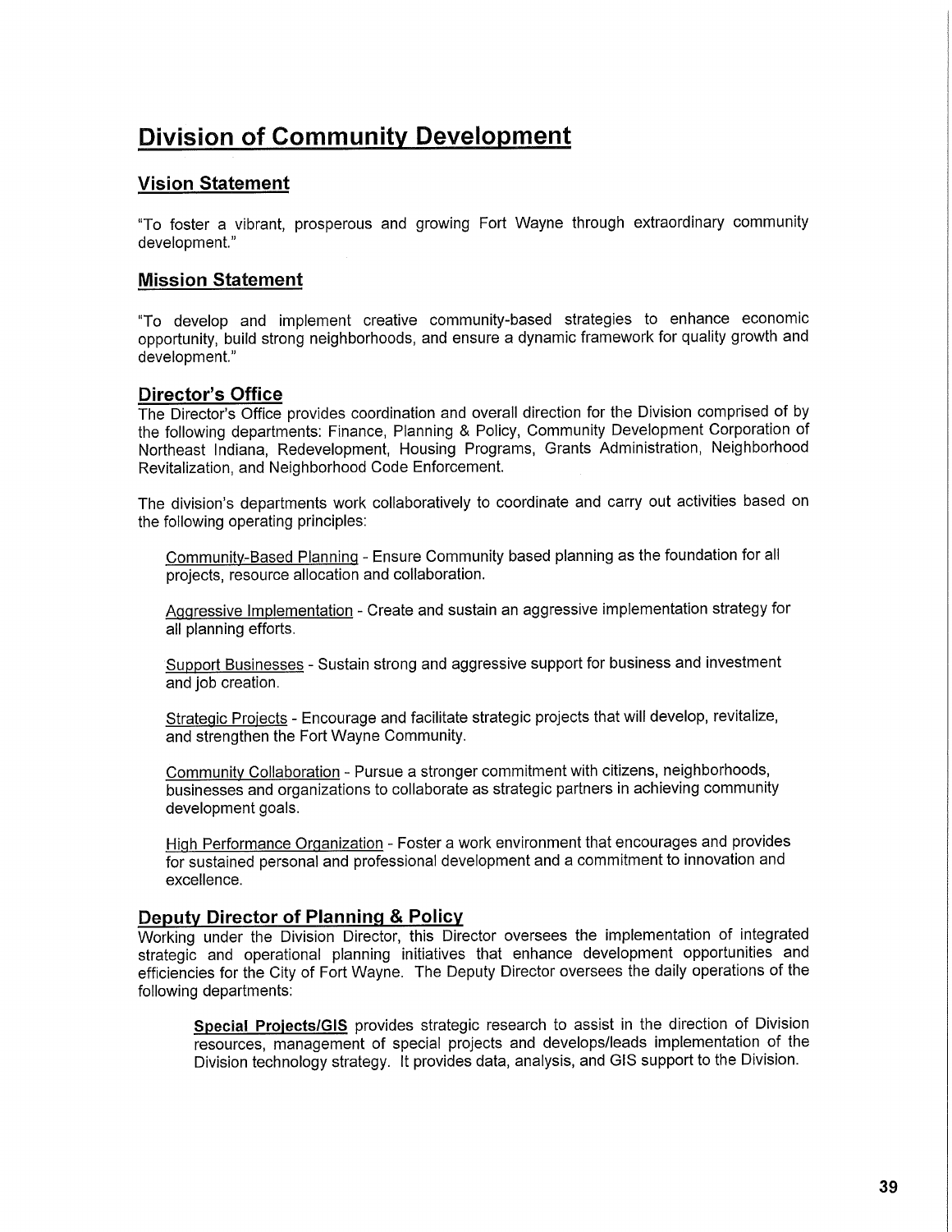# Division of Community Development

## Vision Statement

"To foster a vibrant, prosperous and growing Fort Wayne through extraordinary community development."

## Mission Statement

"To develop and implement creative community-based strategies to enhance economic opportunity, build strong neighborhoods, and ensure a dynamic framework for quality growth and development."

## Director's Office

The Director's Office provides coordination and overall direction for the Division comprised of by the following departments: Finance, Planning & Policy, Community Development Corporation of Northeast Indiana, Redevelopment, Housing Programs, Grants Administration, Neighborhood Revitalization, and Neighborhood Code Enforcement.

The division's departments work collaboratively to coordinate and carry out activities based on the following operating principles:

Community-Based Planning - Ensure Community based planning as the foundation for all projects, resource allocation and collaboration.

Aggressive Implementation - Create and sustain an aggressive implementation strategy for all planning efforts.

Support Businesses - Sustain strong and aggressive support for business and investment and job creation.

Strategic Projects - Encourage and facilitate strategic projects that will develop, revitalize, and strengthen the Fort Wayne Community.

Community Collaboration - Pursue a stronger commitment with citizens, neighborhoods, businesses and organizations to collaborate as strategic partners in achieving community development goals.

High Performance Organization - Foster a work environment that encourages and provides for sustained personal and professional development and a commitment to innovation and excellence.

## Deputy Director of Planning & Policy

Working under the Division Director, this Director oversees the implementation of integrated strategic and operational planning initiatives that enhance development opportunities and efficiencies for the City of Fort Wayne. The Deputy Director oversees the daily operations of the following departments:

**Special Projects/GIS** provides strategic research to assist in the direction of Division resources, management of special projects and develops/leads implementation of the Division technology strategy. It provides data, analysis, and GIS support to the Division.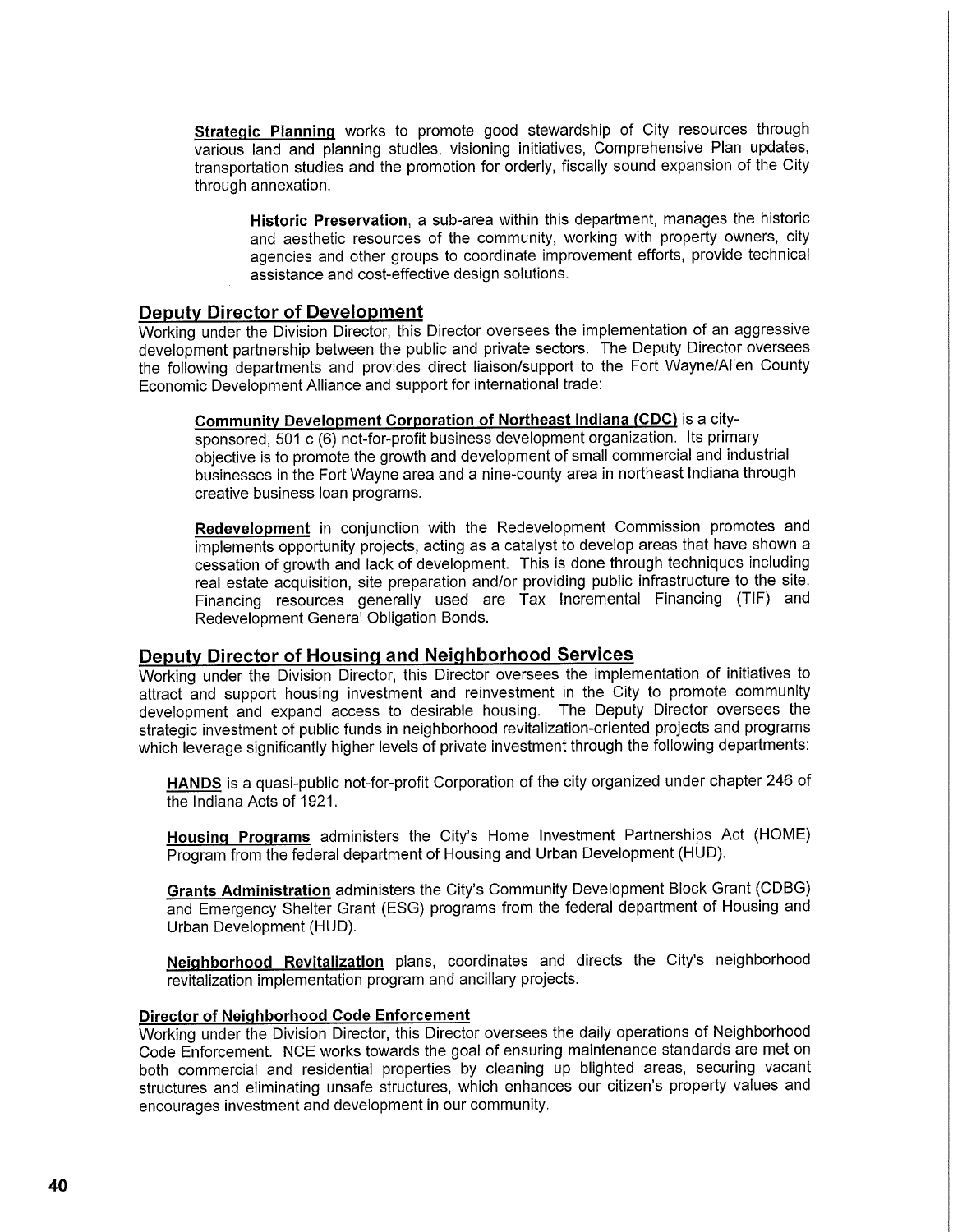**Strategic Planning** works to promote good stewardship of City resources through various land and planning studies, visioning initiatives, Comprehensive Plan updates, transportation studies and the promotion for orderly, fiscally sound expansion of the City through annexation.

**Historic Preservation**, a sub-area within this department, manages the historic and aesthetic resources of the community, working with property owners, city agencies and other groups to coordinate improvement efforts, provide technical assistance and cost-effective design solutions.

## Deputy Director of Development

Working under the Division Director, this Director oversees the implementation of an aggressive development partnership between the public and private sectors. The Deputy Director oversees the following departments and provides direct liaison/support to the Fort Wayne/Allen County Economic Development Alliance and support for international trade:

**Community Development Corporation of Northeast Indiana (CDC)** is a city-sponsored, 501 c (6) not-for-profit business development organization. Its primary objective is to promote the growth and development of small commercial and industrial businesses in the Fort Wayne area and a nine-county area in northeast Indiana through creative business loan programs.

**Redevelopment** in conjunction with the Redevelopment Commission promotes and implements opportunity projects, acting as a catalyst to develop areas that have shown a cessation of growth and lack of development. This is done through techniques including real estate acquisition, site preparation and/or providing public infrastructure to the site. Financing resources generally used are Tax Incremental Financing (TIF) and Redevelopment General Obligation Bonds.

## Deputy Director of Housing and Neighborhood Services

Working under the Division Director, this Director oversees the implementation of initiatives to attract and support housing investment and reinvestment in the City to promote community development and expand access to desirable housing. The Deputy Director oversees the strategic investment of public funds in neighborhood revitalization-oriented projects and programs which leverage significantly higher levels of private investment through the following departments:

**HANDS** is a quasi-public not-for-profit Corporation of the city organized under chapter 246 of the Indiana Acts of 1921.

**Housing Programs** administers the City's Home Investment Partnerships Act (HOME) Program from the federal department of Housing and Urban Development (HUD).

**Grants Administration** administers the City's Community Development Block Grant (CDBG) and Emergency Shelter Grant (ESG) programs from the federal department of Housing and Urban Development (HUD).

**Neighborhood Revitalization** plans, coordinates and directs the City's neighborhood revitalization implementation program and ancillary projects.

### Director of Neighborhood Code Enforcement

Working under the Division Director, this Director oversees the daily operations of Neighborhood Code Enforcement. NCE works towards the goal of ensuring maintenance standards are met on both commercial and residential properties by cleaning up blighted areas, securing vacant structures and eliminating unsafe structures, which enhances our citizen's property values and encourages investment and development in our community.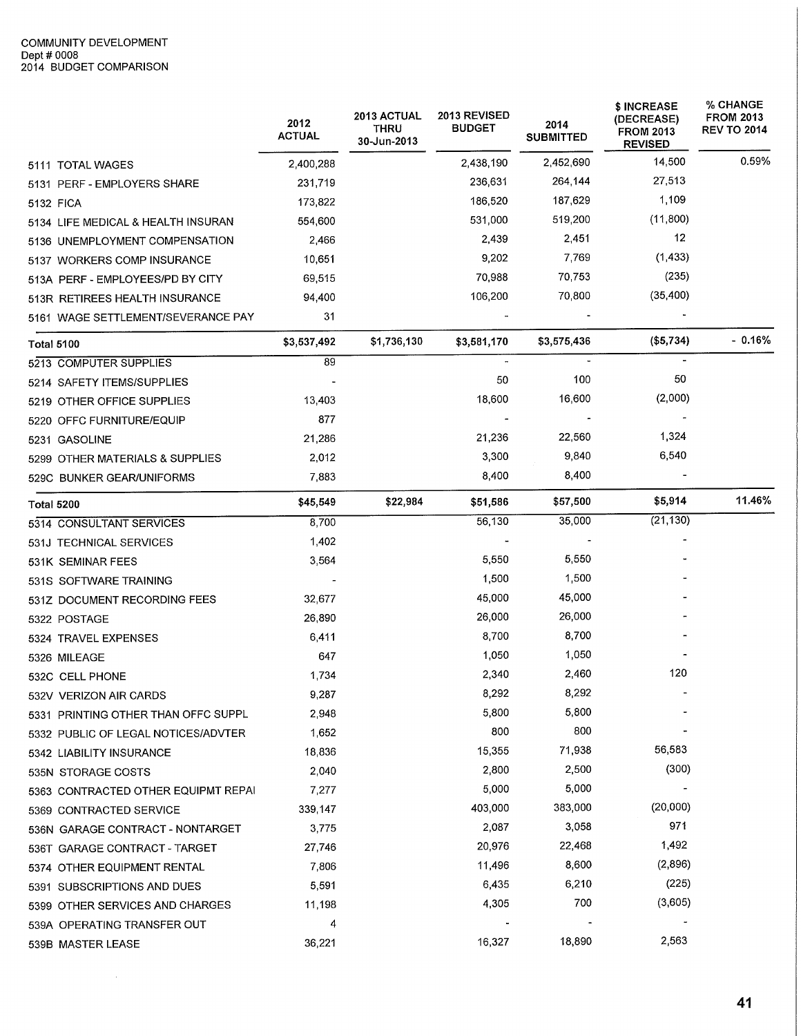COMMUNITY DEVELOPMENT
Dept # 0008
2014 BUDGET COMPARISON

| | 2012 ACTUAL | 2013 ACTUAL THRU 30-Jun-2013 | 2013 REVISED BUDGET | 2014 SUBMITTED | $ INCREASE (DECREASE) FROM 2013 REVISED | % CHANGE FROM 2013 REV TO 2014 |
|---|---|---|---|---|---|---|
| 5111 TOTAL WAGES | 2,400,288 | | 2,438,190 | 2,452,690 | 14,500 | 0.59% |
| 5131 PERF - EMPLOYERS SHARE | 231,719 | | 236,631 | 264,144 | 27,513 | |
| 5132 FICA | 173,822 | | 186,520 | 187,629 | 1,109 | |
| 5134 LIFE MEDICAL & HEALTH INSURAN | 554,600 | | 531,000 | 519,200 | (11,800) | |
| 5136 UNEMPLOYMENT COMPENSATION | 2,466 | | 2,439 | 2,451 | 12 | |
| 5137 WORKERS COMP INSURANCE | 10,651 | | 9,202 | 7,769 | (1,433) | |
| 513A PERF - EMPLOYEES/PD BY CITY | 69,515 | | 70,988 | 70,753 | (235) | |
| 513R RETIREES HEALTH INSURANCE | 94,400 | | 106,200 | 70,800 | (35,400) | |
| 5161 WAGE SETTLEMENT/SEVERANCE PAY | 31 | | - | - | - | |
| **Total 5100** | **$3,537,492** | **$1,736,130** | **$3,581,170** | **$3,575,436** | **($5,734)** | **- 0.16%** |
| 5213 COMPUTER SUPPLIES | 89 | | - | - | - | |
| 5214 SAFETY ITEMS/SUPPLIES | - | | 50 | 100 | 50 | |
| 5219 OTHER OFFICE SUPPLIES | 13,403 | | 18,600 | 16,600 | (2,000) | |
| 5220 OFFC FURNITURE/EQUIP | 877 | | - | - | - | |
| 5231 GASOLINE | 21,286 | | 21,236 | 22,560 | 1,324 | |
| 5299 OTHER MATERIALS & SUPPLIES | 2,012 | | 3,300 | 9,840 | 6,540 | |
| 529C BUNKER GEAR/UNIFORMS | 7,883 | | 8,400 | 8,400 | - | |
| **Total 5200** | **$45,549** | **$22,984** | **$51,586** | **$57,500** | **$5,914** | **11.46%** |
| 5314 CONSULTANT SERVICES | 8,700 | | 56,130 | 35,000 | (21,130) | |
| 531J TECHNICAL SERVICES | 1,402 | | - | - | - | |
| 531K SEMINAR FEES | 3,564 | | 5,550 | 5,550 | - | |
| 531S SOFTWARE TRAINING | - | | 1,500 | 1,500 | - | |
| 531Z DOCUMENT RECORDING FEES | 32,677 | | 45,000 | 45,000 | - | |
| 5322 POSTAGE | 26,890 | | 26,000 | 26,000 | - | |
| 5324 TRAVEL EXPENSES | 6,411 | | 8,700 | 8,700 | - | |
| 5326 MILEAGE | 647 | | 1,050 | 1,050 | - | |
| 532C CELL PHONE | 1,734 | | 2,340 | 2,460 | 120 | |
| 532V VERIZON AIR CARDS | 9,287 | | 8,292 | 8,292 | - | |
| 5331 PRINTING OTHER THAN OFFC SUPPL | 2,948 | | 5,800 | 5,800 | - | |
| 5332 PUBLIC OF LEGAL NOTICES/ADVTER | 1,652 | | 800 | 800 | - | |
| 5342 LIABILITY INSURANCE | 18,836 | | 15,355 | 71,938 | 56,583 | |
| 535N STORAGE COSTS | 2,040 | | 2,800 | 2,500 | (300) | |
| 5363 CONTRACTED OTHER EQUIPMT REPAI | 7,277 | | 5,000 | 5,000 | - | |
| 5369 CONTRACTED SERVICE | 339,147 | | 403,000 | 383,000 | (20,000) | |
| 536N GARAGE CONTRACT - NONTARGET | 3,775 | | 2,087 | 3,058 | 971 | |
| 536T GARAGE CONTRACT - TARGET | 27,746 | | 20,976 | 22,468 | 1,492 | |
| 5374 OTHER EQUIPMENT RENTAL | 7,806 | | 11,496 | 8,600 | (2,896) | |
| 5391 SUBSCRIPTIONS AND DUES | 5,591 | | 6,435 | 6,210 | (225) | |
| 5399 OTHER SERVICES AND CHARGES | 11,198 | | 4,305 | 700 | (3,605) | |
| 539A OPERATING TRANSFER OUT | 4 | | - | - | - | |
| 539B MASTER LEASE | 36,221 | | 16,327 | 18,890 | 2,563 | |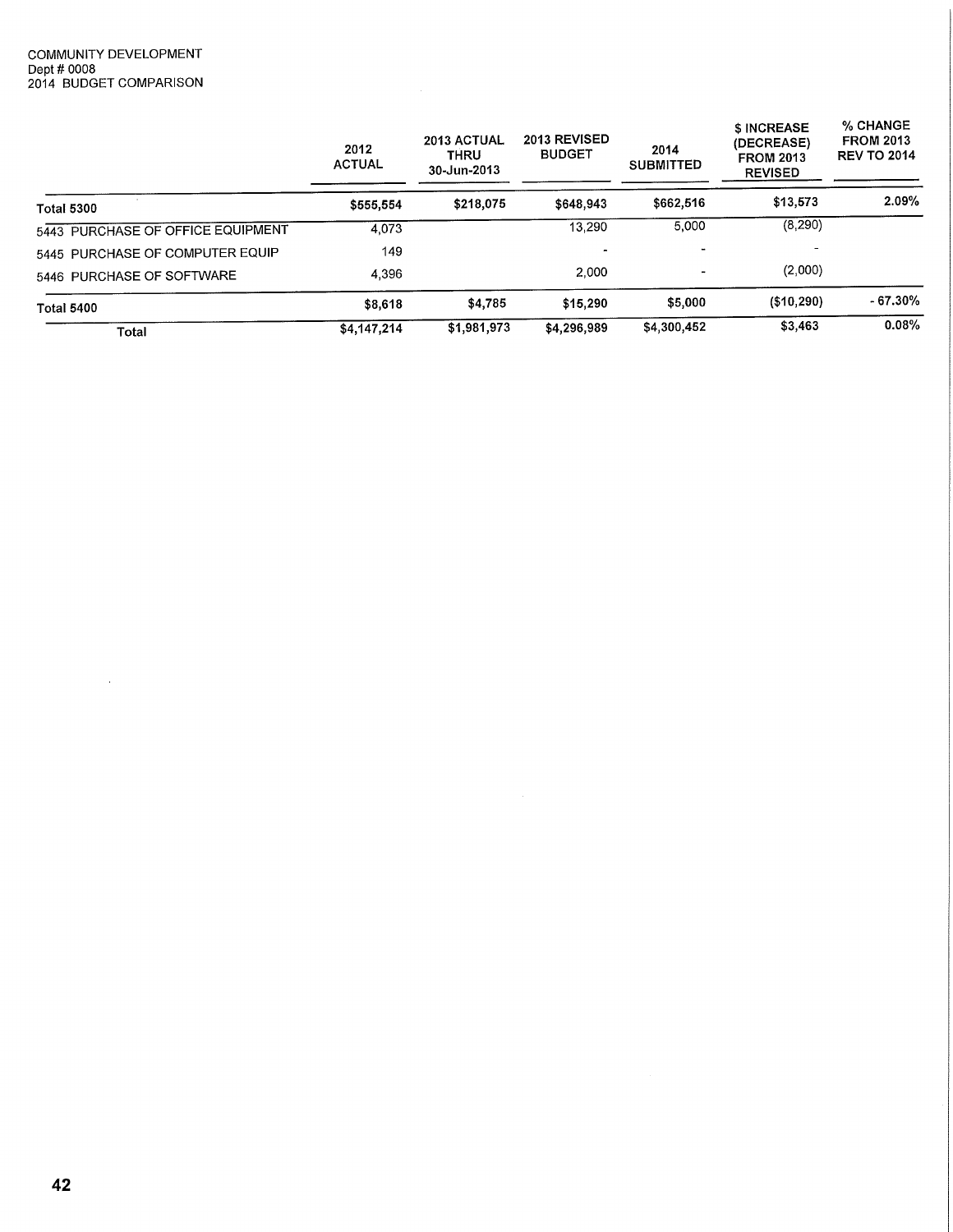COMMUNITY DEVELOPMENT
Dept # 0008
2014 BUDGET COMPARISON

| | 2012 ACTUAL | 2013 ACTUAL THRU 30-Jun-2013 | 2013 REVISED BUDGET | 2014 SUBMITTED | $ INCREASE (DECREASE) FROM 2013 REVISED | % CHANGE FROM 2013 REV TO 2014 |
|---|---|---|---|---|---|---|
| **Total 5300** | **$555,554** | **$218,075** | **$648,943** | **$662,516** | **$13,573** | **2.09%** |
| 5443 PURCHASE OF OFFICE EQUIPMENT | 4,073 | | 13,290 | 5,000 | (8,290) | |
| 5445 PURCHASE OF COMPUTER EQUIP | 149 | | - | - | - | |
| 5446 PURCHASE OF SOFTWARE | 4,396 | | 2,000 | - | (2,000) | |
| **Total 5400** | **$8,618** | **$4,785** | **$15,290** | **$5,000** | **($10,290)** | **- 67.30%** |
| Total | $4,147,214 | $1,981,973 | $4,296,989 | $4,300,452 | $3,463 | 0.08% |